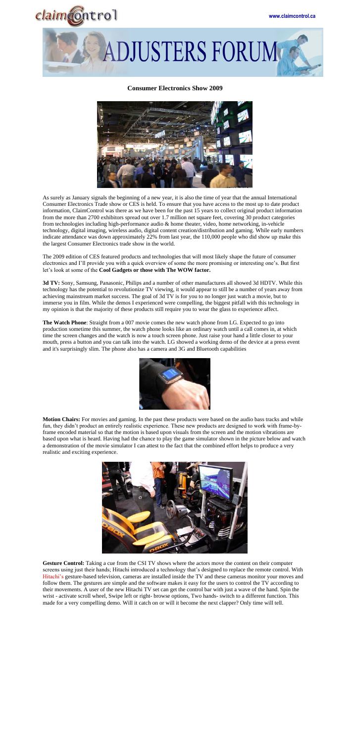# ADJUSTERS FORUM

## Consumer Electronics Show 2009

As surely as January signals the beginning of a new year, it is also the time of year that the annual International Consumer Electronics Trade show or CES is held. To ensure that you have access to the most up to date product information, ClaimControl was there as we have been for the past 15 years to collect original product information from the more than 2700 exhibitors spread out over 1.7 million net square feet, covering 30 product categories from technologies including high-performance audio & home theater, video, home networking, in-vehicle technology, digital imaging, wireless audio, digital content creation/distribution and gaming. While early numbers indicate attendance was down approximately 22% from last year, the 110,000 people who did show up make this the largest Consumer Electronics trade show in the world.

The 2009 edition of CES featured products and technologies that will most likely shape the future of consumer electronics and I'll provide you with a quick overview of some the more promising or interesting one's. But first let's look at some of the **Cool Gadgets or those with The WOW factor.**

**3d TV:** Sony, Samsung, Panasonic, Philips and a number of other manufactures all showed 3d HDTV. While this technology has the potential to revolutionize TV viewing, it would appear to still be a number of years away from achieving mainstream market success. The goal of 3d TV is for you to no longer just watch a movie, but to immerse you in film. While the demos I experienced were compelling, the biggest pitfall with this technology in my opinion is that the majority of these products still require you to wear the glass to experience affect.

**The Watch Phone**: Straight from a 007 movie comes the new watch phone from LG. Expected to go into production sometime this summer, the watch phone looks like an ordinary watch until a call comes in, at which time the screen changes and the watch is now a touch screen phone. Just raise your hand a little closer to your mouth, press a button and you can talk into the watch. LG showed a working demo of the device at a press event and it's surprisingly slim. The phone also has a camera and 3G and Bluetooth capabilities

**Motion Chairs:** For movies and gaming. In the past these products were based on the audio bass tracks and while fun, they didn't product an entirely realistic experience. These new products are designed to work with frame-by-frame encoded material so that the motion is based upon visuals from the screen and the motion vibrations are based upon what is heard. Having had the chance to play the game simulator shown in the picture below and watch a demonstration of the movie simulator I can attest to the fact that the combined effort helps to produce a very realistic and exciting experience.

**Gesture Control:** Taking a cue from the CSI TV shows where the actors move the content on their computer screens using just their hands; Hitachi introduced a technology that's designed to replace the remote control. With Hitachi's gesture-based television, cameras are installed inside the TV and these cameras monitor your moves and follow them. The gestures are simple and the software makes it easy for the users to control the TV according to their movements. A user of the new Hitachi TV set can get the control bar with just a wave of the hand. Spin the wrist - activate scroll wheel, Swipe left or right- browse options, Two hands- switch to a different function. This made for a very compelling demo. Will it catch on or will it become the next clapper? Only time will tell.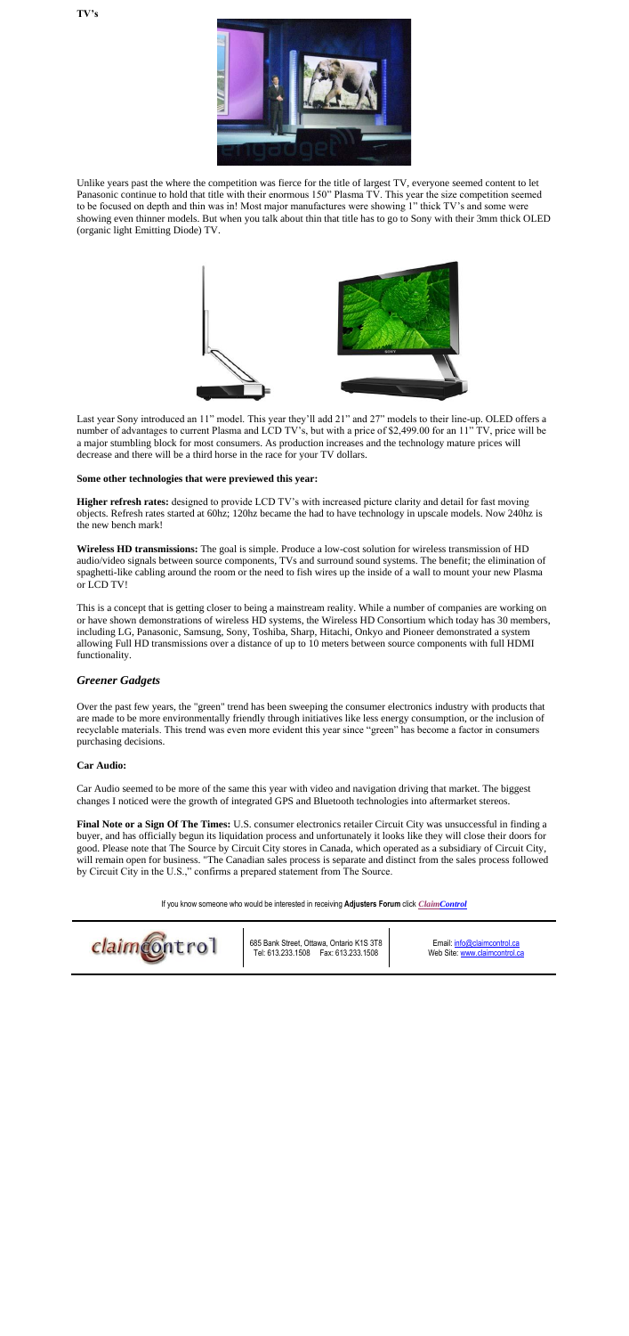**TV's**

Unlike years past the where the competition was fierce for the title of largest TV, everyone seemed content to let Panasonic continue to hold that title with their enormous 150" Plasma TV. This year the size competition seemed to be focused on depth and thin was in! Most major manufactures were showing 1" thick TV's and some were showing even thinner models. But when you talk about thin that title has to go to Sony with their 3mm thick OLED (organic light Emitting Diode) TV.

Last year Sony introduced an 11" model. This year they'll add 21" and 27" models to their line-up. OLED offers a number of advantages to current Plasma and LCD TV's, but with a price of $2,499.00 for an 11" TV, price will be a major stumbling block for most consumers. As production increases and the technology mature prices will decrease and there will be a third horse in the race for your TV dollars.

**Some other technologies that were previewed this year:**

**Higher refresh rates:** designed to provide LCD TV's with increased picture clarity and detail for fast moving objects. Refresh rates started at 60hz; 120hz became the had to have technology in upscale models. Now 240hz is the new bench mark!

**Wireless HD transmissions:** The goal is simple. Produce a low-cost solution for wireless transmission of HD audio/video signals between source components, TVs and surround sound systems. The benefit; the elimination of spaghetti-like cabling around the room or the need to fish wires up the inside of a wall to mount your new Plasma or LCD TV!

This is a concept that is getting closer to being a mainstream reality. While a number of companies are working on or have shown demonstrations of wireless HD systems, the Wireless HD Consortium which today has 30 members, including LG, Panasonic, Samsung, Sony, Toshiba, Sharp, Hitachi, Onkyo and Pioneer demonstrated a system allowing Full HD transmissions over a distance of up to 10 meters between source components with full HDMI functionality.

## *Greener Gadgets*

Over the past few years, the "green" trend has been sweeping the consumer electronics industry with products that are made to be more environmentally friendly through initiatives like less energy consumption, or the inclusion of recyclable materials. This trend was even more evident this year since "green" has become a factor in consumers purchasing decisions.

**Car Audio:**

Car Audio seemed to be more of the same this year with video and navigation driving that market. The biggest changes I noticed were the growth of integrated GPS and Bluetooth technologies into aftermarket stereos.

**Final Note or a Sign Of The Times:** U.S. consumer electronics retailer Circuit City was unsuccessful in finding a buyer, and has officially begun its liquidation process and unfortunately it looks like they will close their doors for good. Please note that The Source by Circuit City stores in Canada, which operated as a subsidiary of Circuit City, will remain open for business. "The Canadian sales process is separate and distinct from the sales process followed by Circuit City in the U.S.," confirms a prepared statement from The Source.

If you know someone who would be interested in receiving **Adjusters Forum** click ***ClaimControl***

claimcontrol

685 Bank Street, Ottawa, Ontario K1S 3T8
Tel: 613.233.1508 Fax: 613.233.1508

Email: info@claimcontrol.ca
Web Site: www.claimcontrol.ca